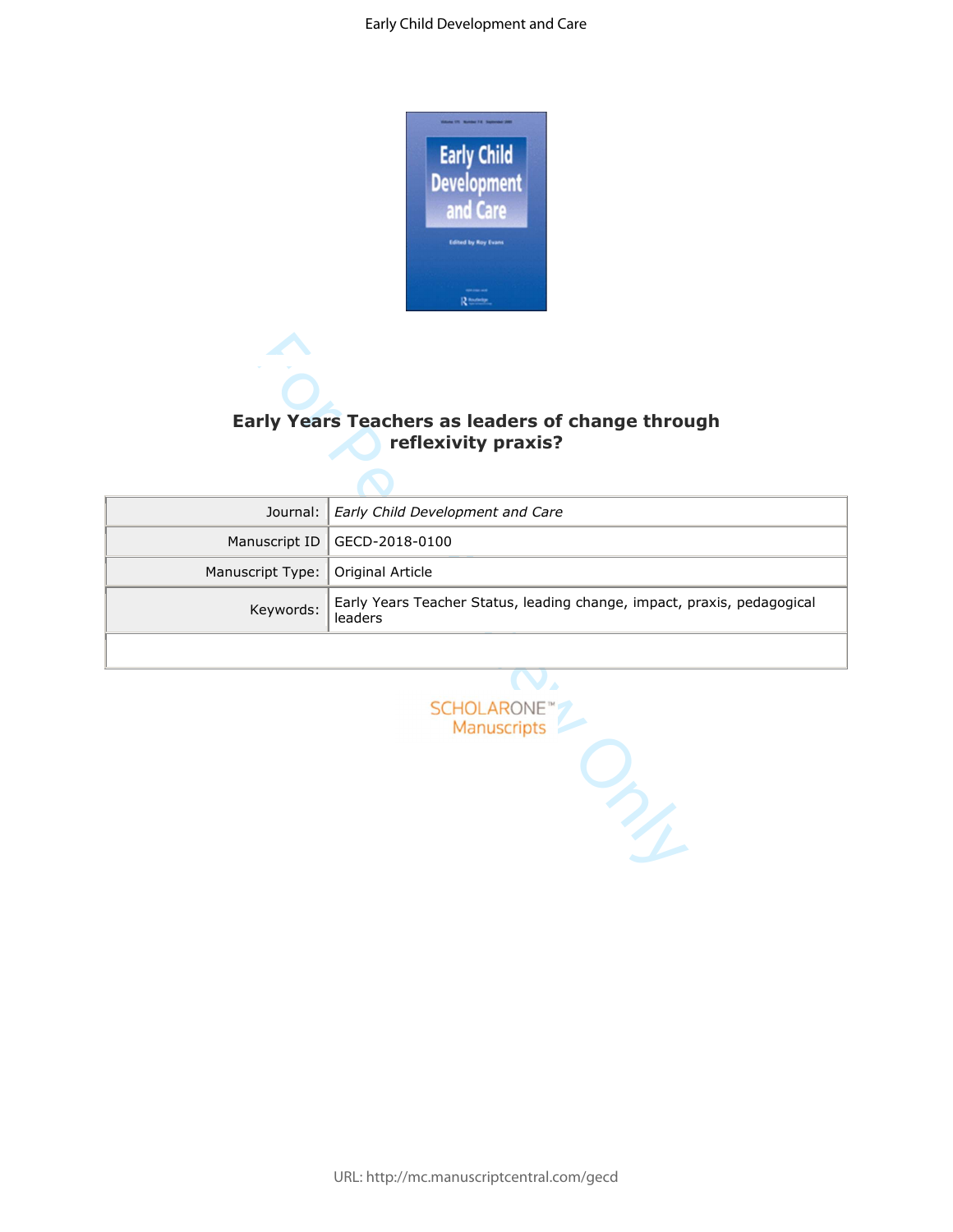# Early Years Teachers as leaders of change through reflexivity praxis?

| | |
|---|---|
| Journal: | *Early Child Development and Care* |
| Manuscript ID | GECD-2018-0100 |
| Manuscript Type: | Original Article |
| Keywords: | Early Years Teacher Status, leading change, impact, praxis, pedagogical leaders |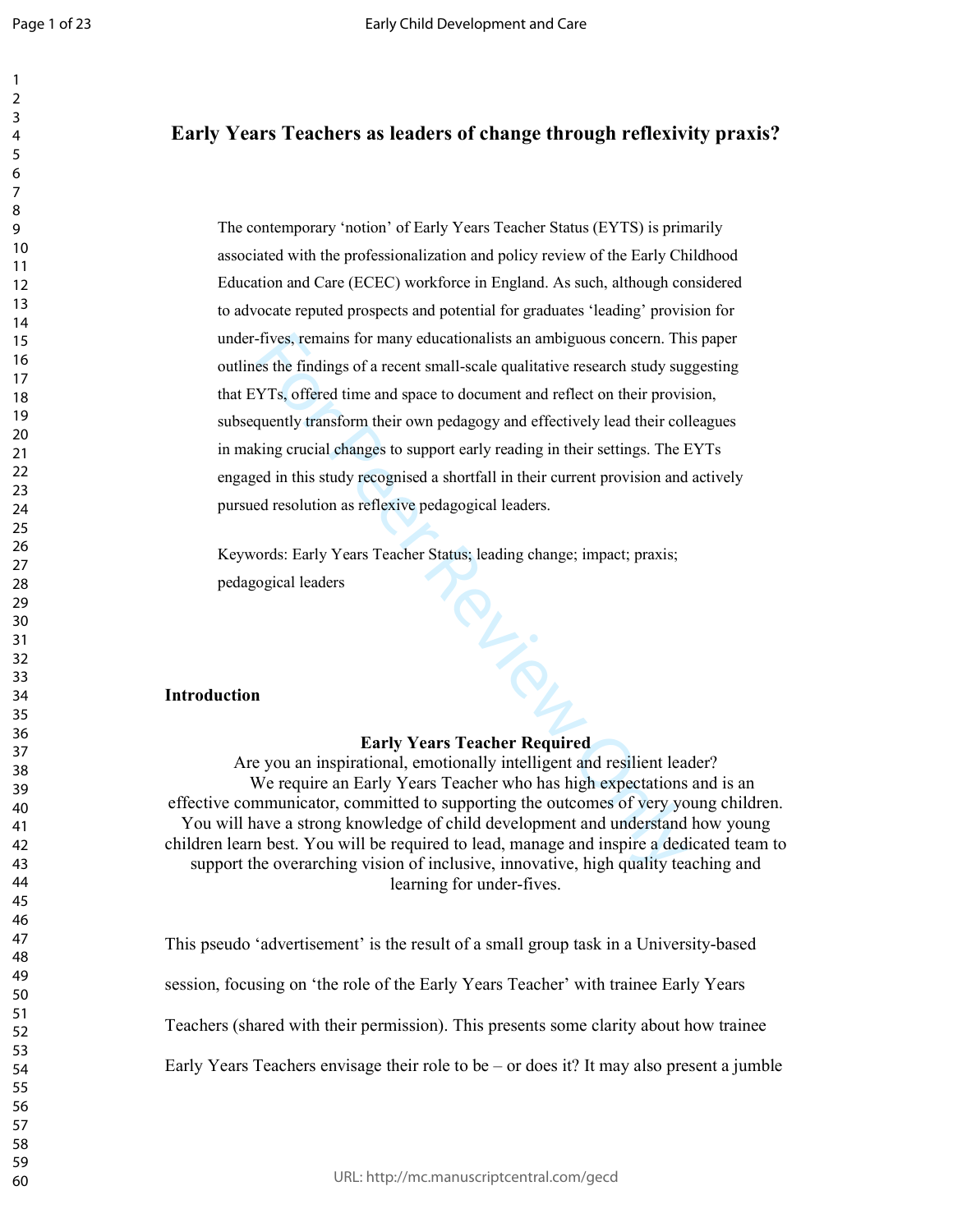# Early Years Teachers as leaders of change through reflexivity praxis?

The contemporary 'notion' of Early Years Teacher Status (EYTS) is primarily associated with the professionalization and policy review of the Early Childhood Education and Care (ECEC) workforce in England. As such, although considered to advocate reputed prospects and potential for graduates 'leading' provision for under-fives, remains for many educationalists an ambiguous concern. This paper outlines the findings of a recent small-scale qualitative research study suggesting that EYTs, offered time and space to document and reflect on their provision, subsequently transform their own pedagogy and effectively lead their colleagues in making crucial changes to support early reading in their settings. The EYTs engaged in this study recognised a shortfall in their current provision and actively pursued resolution as reflexive pedagogical leaders.

Keywords: Early Years Teacher Status; leading change; impact; praxis; pedagogical leaders

## Introduction

**Early Years Teacher Required**

Are you an inspirational, emotionally intelligent and resilient leader? We require an Early Years Teacher who has high expectations and is an effective communicator, committed to supporting the outcomes of very young children. You will have a strong knowledge of child development and understand how young children learn best. You will be required to lead, manage and inspire a dedicated team to support the overarching vision of inclusive, innovative, high quality teaching and learning for under-fives.

This pseudo 'advertisement' is the result of a small group task in a University-based session, focusing on 'the role of the Early Years Teacher' with trainee Early Years Teachers (shared with their permission). This presents some clarity about how trainee Early Years Teachers envisage their role to be – or does it? It may also present a jumble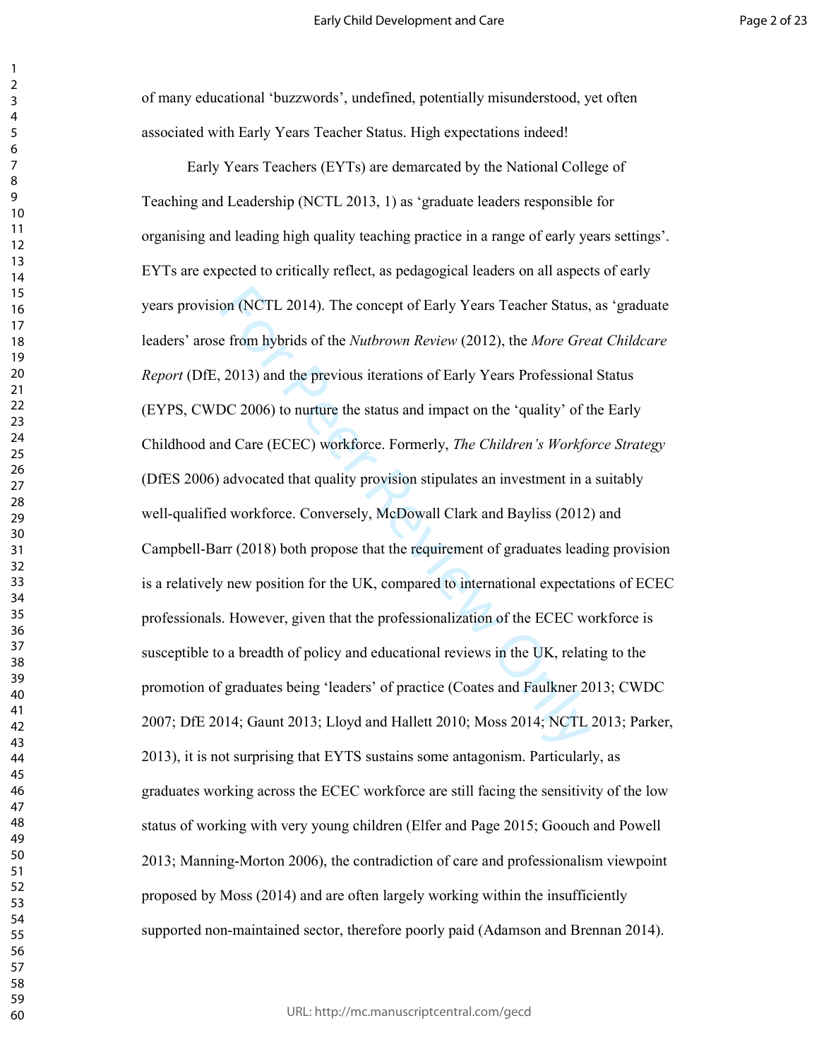of many educational 'buzzwords', undefined, potentially misunderstood, yet often associated with Early Years Teacher Status. High expectations indeed!

Early Years Teachers (EYTs) are demarcated by the National College of Teaching and Leadership (NCTL 2013, 1) as 'graduate leaders responsible for organising and leading high quality teaching practice in a range of early years settings'. EYTs are expected to critically reflect, as pedagogical leaders on all aspects of early years provision (NCTL 2014). The concept of Early Years Teacher Status, as 'graduate leaders' arose from hybrids of the *Nutbrown Review* (2012), the *More Great Childcare Report* (DfE, 2013) and the previous iterations of Early Years Professional Status (EYPS, CWDC 2006) to nurture the status and impact on the 'quality' of the Early Childhood and Care (ECEC) workforce. Formerly, *The Children's Workforce Strategy* (DfES 2006) advocated that quality provision stipulates an investment in a suitably well-qualified workforce. Conversely, McDowall Clark and Bayliss (2012) and Campbell-Barr (2018) both propose that the requirement of graduates leading provision is a relatively new position for the UK, compared to international expectations of ECEC professionals. However, given that the professionalization of the ECEC workforce is susceptible to a breadth of policy and educational reviews in the UK, relating to the promotion of graduates being 'leaders' of practice (Coates and Faulkner 2013; CWDC 2007; DfE 2014; Gaunt 2013; Lloyd and Hallett 2010; Moss 2014; NCTL 2013; Parker, 2013), it is not surprising that EYTS sustains some antagonism. Particularly, as graduates working across the ECEC workforce are still facing the sensitivity of the low status of working with very young children (Elfer and Page 2015; Goouch and Powell 2013; Manning-Morton 2006), the contradiction of care and professionalism viewpoint proposed by Moss (2014) and are often largely working within the insufficiently supported non-maintained sector, therefore poorly paid (Adamson and Brennan 2014).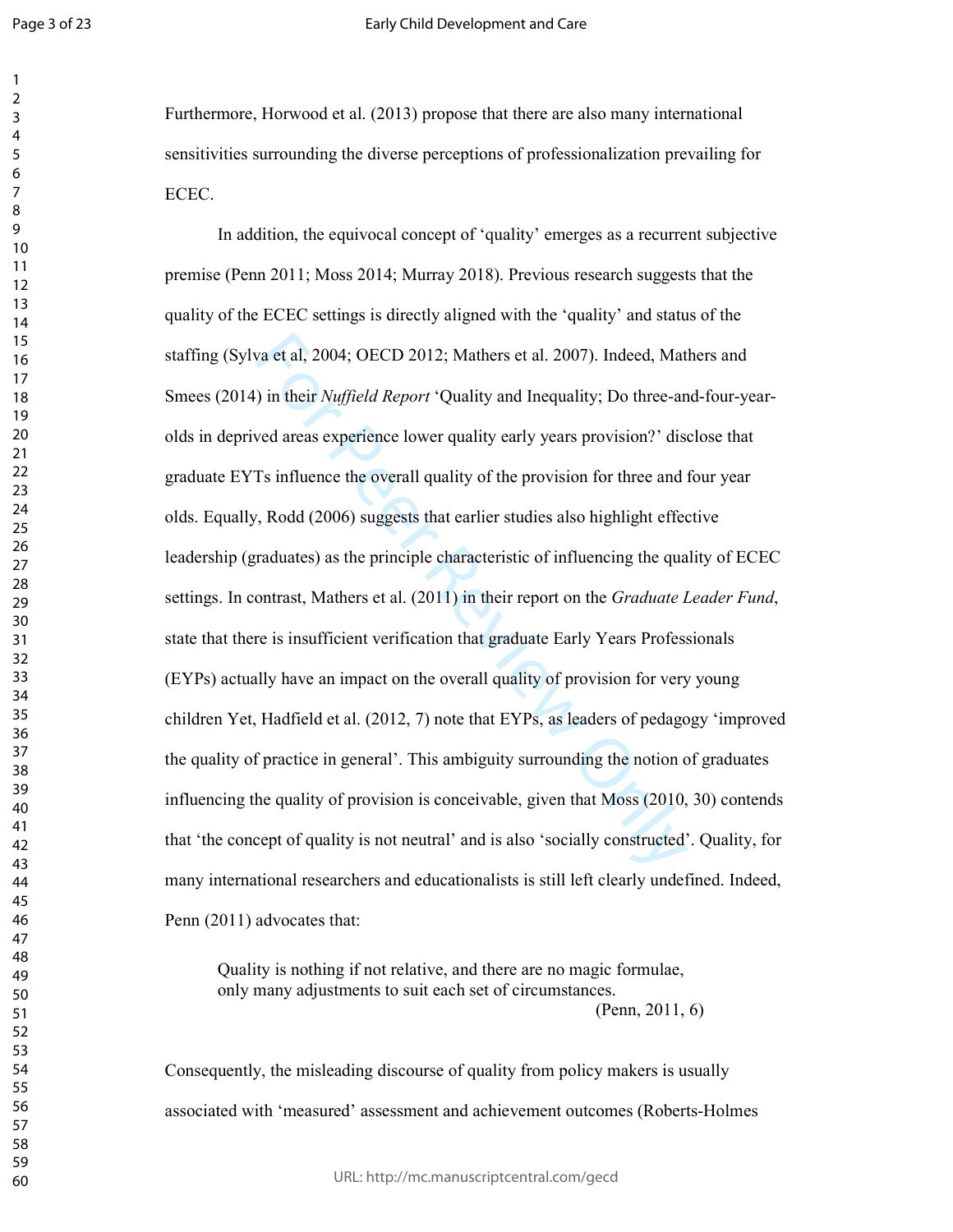Furthermore, Horwood et al. (2013) propose that there are also many international sensitivities surrounding the diverse perceptions of professionalization prevailing for ECEC.

In addition, the equivocal concept of 'quality' emerges as a recurrent subjective premise (Penn 2011; Moss 2014; Murray 2018). Previous research suggests that the quality of the ECEC settings is directly aligned with the 'quality' and status of the staffing (Sylva et al, 2004; OECD 2012; Mathers et al. 2007). Indeed, Mathers and Smees (2014) in their *Nuffield Report* 'Quality and Inequality; Do three-and-four-year-olds in deprived areas experience lower quality early years provision?' disclose that graduate EYTs influence the overall quality of the provision for three and four year olds. Equally, Rodd (2006) suggests that earlier studies also highlight effective leadership (graduates) as the principle characteristic of influencing the quality of ECEC settings. In contrast, Mathers et al. (2011) in their report on the *Graduate Leader Fund*, state that there is insufficient verification that graduate Early Years Professionals (EYPs) actually have an impact on the overall quality of provision for very young children Yet, Hadfield et al. (2012, 7) note that EYPs, as leaders of pedagogy 'improved the quality of practice in general'. This ambiguity surrounding the notion of graduates influencing the quality of provision is conceivable, given that Moss (2010, 30) contends that 'the concept of quality is not neutral' and is also 'socially constructed'. Quality, for many international researchers and educationalists is still left clearly undefined. Indeed, Penn (2011) advocates that:

> Quality is nothing if not relative, and there are no magic formulae, only many adjustments to suit each set of circumstances.
>
> (Penn, 2011, 6)

Consequently, the misleading discourse of quality from policy makers is usually associated with 'measured' assessment and achievement outcomes (Roberts-Holmes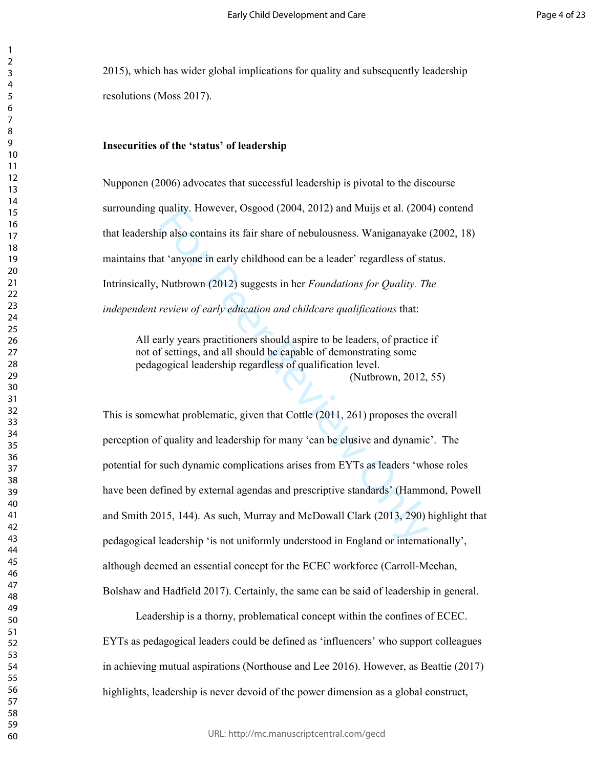2015), which has wider global implications for quality and subsequently leadership resolutions (Moss 2017).

**Insecurities of the 'status' of leadership**

Nupponen (2006) advocates that successful leadership is pivotal to the discourse surrounding quality. However, Osgood (2004, 2012) and Muijs et al. (2004) contend that leadership also contains its fair share of nebulousness. Waniganayake (2002, 18) maintains that 'anyone in early childhood can be a leader' regardless of status. Intrinsically, Nutbrown (2012) suggests in her *Foundations for Quality. The independent review of early education and childcare qualifications* that:

> All early years practitioners should aspire to be leaders, of practice if not of settings, and all should be capable of demonstrating some pedagogical leadership regardless of qualification level.
> (Nutbrown, 2012, 55)

This is somewhat problematic, given that Cottle (2011, 261) proposes the overall perception of quality and leadership for many 'can be elusive and dynamic'. The potential for such dynamic complications arises from EYTs as leaders 'whose roles have been defined by external agendas and prescriptive standards' (Hammond, Powell and Smith 2015, 144). As such, Murray and McDowall Clark (2013, 290) highlight that pedagogical leadership 'is not uniformly understood in England or internationally', although deemed an essential concept for the ECEC workforce (Carroll-Meehan, Bolshaw and Hadfield 2017). Certainly, the same can be said of leadership in general.

Leadership is a thorny, problematical concept within the confines of ECEC. EYTs as pedagogical leaders could be defined as 'influencers' who support colleagues in achieving mutual aspirations (Northouse and Lee 2016). However, as Beattie (2017) highlights, leadership is never devoid of the power dimension as a global construct,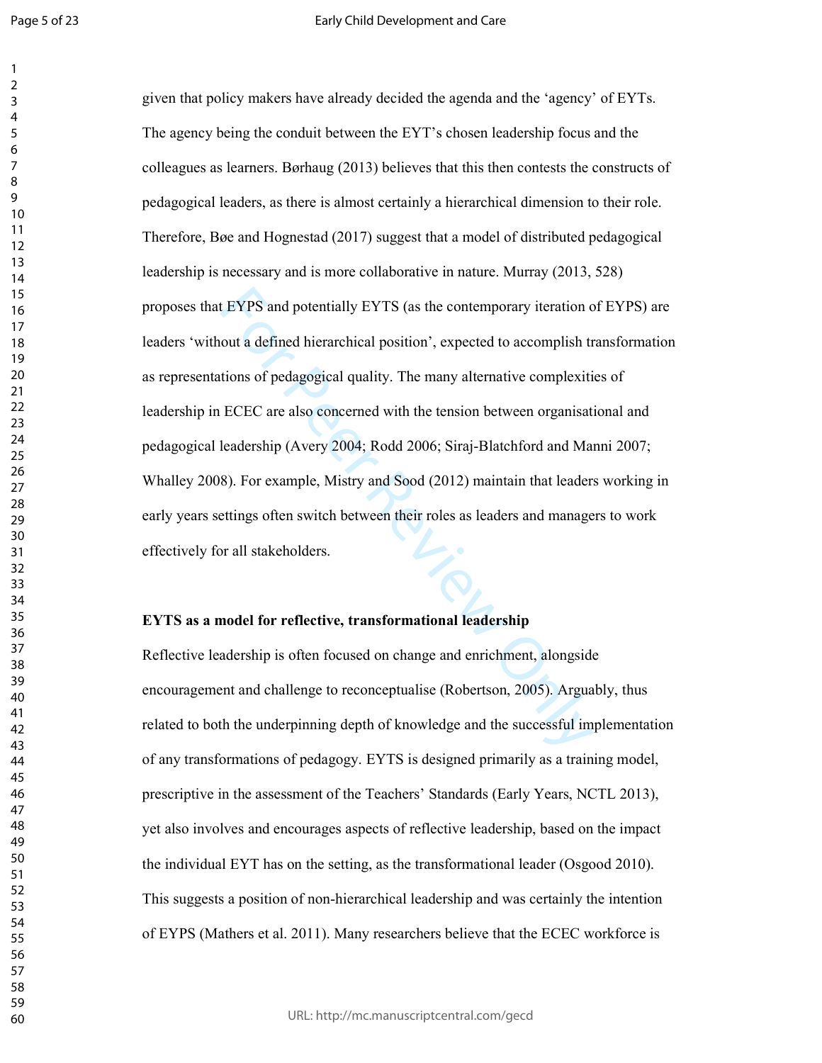given that policy makers have already decided the agenda and the 'agency' of EYTs. The agency being the conduit between the EYT's chosen leadership focus and the colleagues as learners. Børhaug (2013) believes that this then contests the constructs of pedagogical leaders, as there is almost certainly a hierarchical dimension to their role. Therefore, Bøe and Hognestad (2017) suggest that a model of distributed pedagogical leadership is necessary and is more collaborative in nature. Murray (2013, 528) proposes that EYPS and potentially EYTS (as the contemporary iteration of EYPS) are leaders 'without a defined hierarchical position', expected to accomplish transformation as representations of pedagogical quality. The many alternative complexities of leadership in ECEC are also concerned with the tension between organisational and pedagogical leadership (Avery 2004; Rodd 2006; Siraj-Blatchford and Manni 2007; Whalley 2008). For example, Mistry and Sood (2012) maintain that leaders working in early years settings often switch between their roles as leaders and managers to work effectively for all stakeholders.

**EYTS as a model for reflective, transformational leadership**

Reflective leadership is often focused on change and enrichment, alongside encouragement and challenge to reconceptualise (Robertson, 2005). Arguably, thus related to both the underpinning depth of knowledge and the successful implementation of any transformations of pedagogy. EYTS is designed primarily as a training model, prescriptive in the assessment of the Teachers' Standards (Early Years, NCTL 2013), yet also involves and encourages aspects of reflective leadership, based on the impact the individual EYT has on the setting, as the transformational leader (Osgood 2010). This suggests a position of non-hierarchical leadership and was certainly the intention of EYPS (Mathers et al. 2011). Many researchers believe that the ECEC workforce is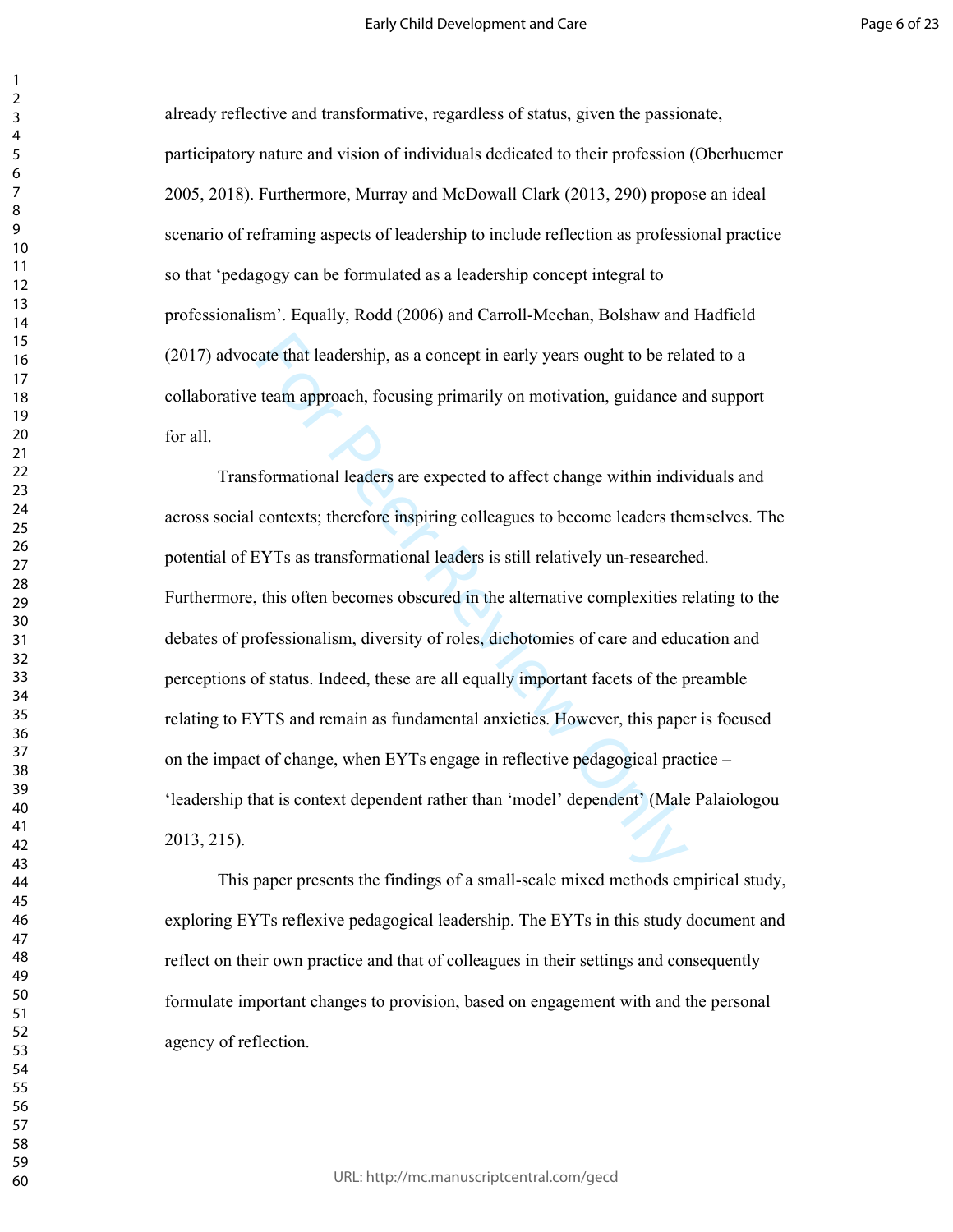already reflective and transformative, regardless of status, given the passionate, participatory nature and vision of individuals dedicated to their profession (Oberhuemer 2005, 2018). Furthermore, Murray and McDowall Clark (2013, 290) propose an ideal scenario of reframing aspects of leadership to include reflection as professional practice so that 'pedagogy can be formulated as a leadership concept integral to professionalism'. Equally, Rodd (2006) and Carroll-Meehan, Bolshaw and Hadfield (2017) advocate that leadership, as a concept in early years ought to be related to a collaborative team approach, focusing primarily on motivation, guidance and support for all.

Transformational leaders are expected to affect change within individuals and across social contexts; therefore inspiring colleagues to become leaders themselves. The potential of EYTs as transformational leaders is still relatively un-researched. Furthermore, this often becomes obscured in the alternative complexities relating to the debates of professionalism, diversity of roles, dichotomies of care and education and perceptions of status. Indeed, these are all equally important facets of the preamble relating to EYTS and remain as fundamental anxieties. However, this paper is focused on the impact of change, when EYTs engage in reflective pedagogical practice – 'leadership that is context dependent rather than 'model' dependent' (Male Palaiologou 2013, 215).

This paper presents the findings of a small-scale mixed methods empirical study, exploring EYTs reflexive pedagogical leadership. The EYTs in this study document and reflect on their own practice and that of colleagues in their settings and consequently formulate important changes to provision, based on engagement with and the personal agency of reflection.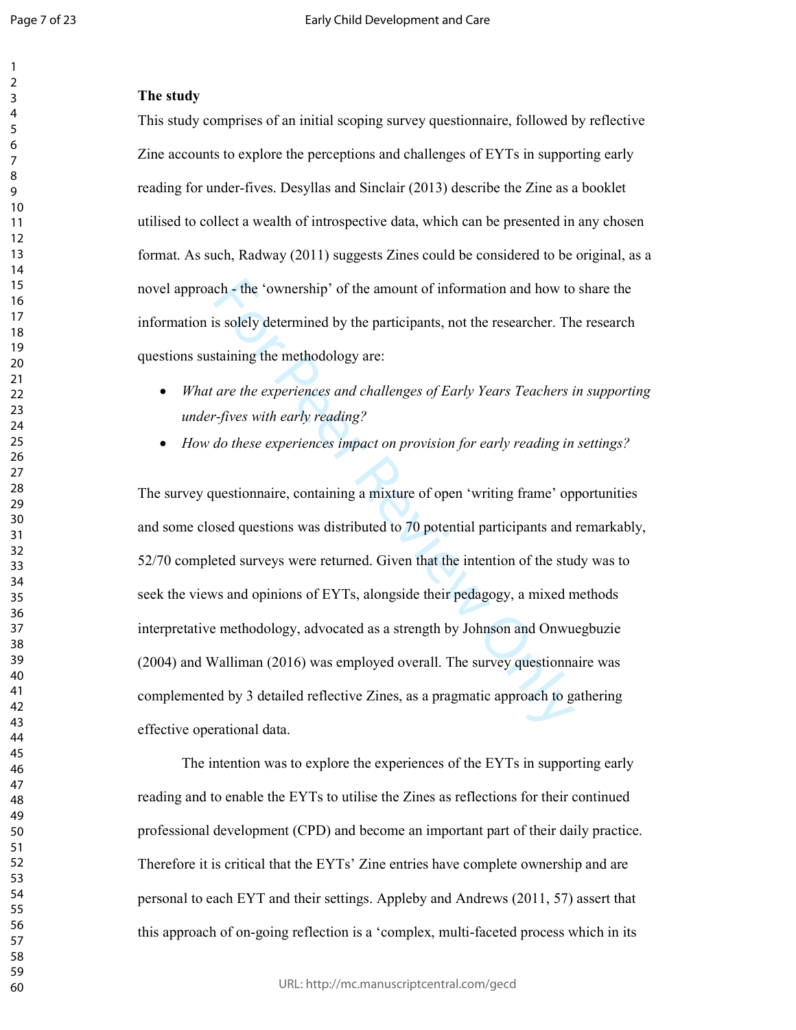**The study**

This study comprises of an initial scoping survey questionnaire, followed by reflective Zine accounts to explore the perceptions and challenges of EYTs in supporting early reading for under-fives. Desyllas and Sinclair (2013) describe the Zine as a booklet utilised to collect a wealth of introspective data, which can be presented in any chosen format. As such, Radway (2011) suggests Zines could be considered to be original, as a novel approach - the 'ownership' of the amount of information and how to share the information is solely determined by the participants, not the researcher. The research questions sustaining the methodology are:

- *What are the experiences and challenges of Early Years Teachers in supporting under-fives with early reading?*
- *How do these experiences impact on provision for early reading in settings?*

The survey questionnaire, containing a mixture of open 'writing frame' opportunities and some closed questions was distributed to 70 potential participants and remarkably, 52/70 completed surveys were returned. Given that the intention of the study was to seek the views and opinions of EYTs, alongside their pedagogy, a mixed methods interpretative methodology, advocated as a strength by Johnson and Onwuegbuzie (2004) and Walliman (2016) was employed overall. The survey questionnaire was complemented by 3 detailed reflective Zines, as a pragmatic approach to gathering effective operational data.

The intention was to explore the experiences of the EYTs in supporting early reading and to enable the EYTs to utilise the Zines as reflections for their continued professional development (CPD) and become an important part of their daily practice. Therefore it is critical that the EYTs' Zine entries have complete ownership and are personal to each EYT and their settings. Appleby and Andrews (2011, 57) assert that this approach of on-going reflection is a 'complex, multi-faceted process which in its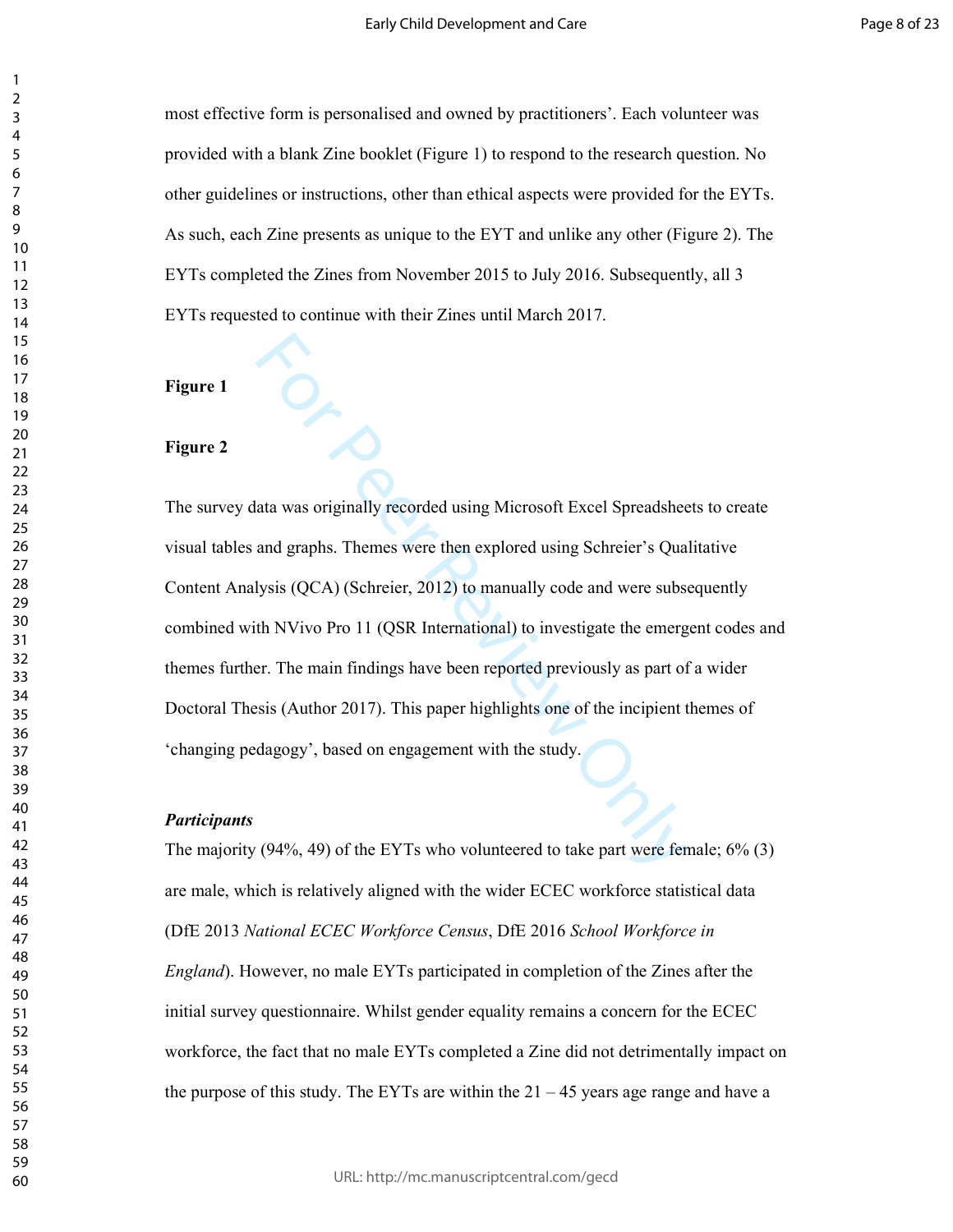most effective form is personalised and owned by practitioners'. Each volunteer was provided with a blank Zine booklet (Figure 1) to respond to the research question. No other guidelines or instructions, other than ethical aspects were provided for the EYTs. As such, each Zine presents as unique to the EYT and unlike any other (Figure 2). The EYTs completed the Zines from November 2015 to July 2016. Subsequently, all 3 EYTs requested to continue with their Zines until March 2017.

**Figure 1**

**Figure 2**

The survey data was originally recorded using Microsoft Excel Spreadsheets to create visual tables and graphs. Themes were then explored using Schreier's Qualitative Content Analysis (QCA) (Schreier, 2012) to manually code and were subsequently combined with NVivo Pro 11 (QSR International) to investigate the emergent codes and themes further. The main findings have been reported previously as part of a wider Doctoral Thesis (Author 2017). This paper highlights one of the incipient themes of 'changing pedagogy', based on engagement with the study.

***Participants***

The majority (94%, 49) of the EYTs who volunteered to take part were female; 6% (3) are male, which is relatively aligned with the wider ECEC workforce statistical data (DfE 2013 *National ECEC Workforce Census*, DfE 2016 *School Workforce in England*). However, no male EYTs participated in completion of the Zines after the initial survey questionnaire. Whilst gender equality remains a concern for the ECEC workforce, the fact that no male EYTs completed a Zine did not detrimentally impact on the purpose of this study. The EYTs are within the 21 – 45 years age range and have a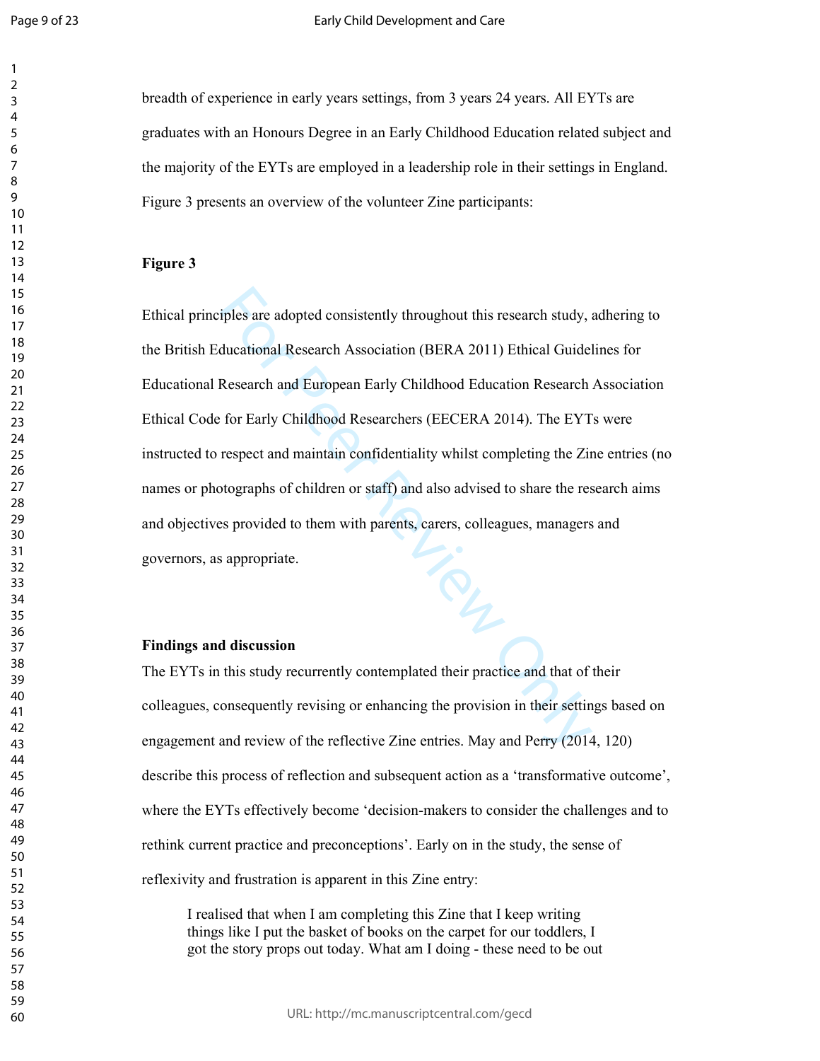breadth of experience in early years settings, from 3 years 24 years. All EYTs are graduates with an Honours Degree in an Early Childhood Education related subject and the majority of the EYTs are employed in a leadership role in their settings in England. Figure 3 presents an overview of the volunteer Zine participants:

**Figure 3**

Ethical principles are adopted consistently throughout this research study, adhering to the British Educational Research Association (BERA 2011) Ethical Guidelines for Educational Research and European Early Childhood Education Research Association Ethical Code for Early Childhood Researchers (EECERA 2014). The EYTs were instructed to respect and maintain confidentiality whilst completing the Zine entries (no names or photographs of children or staff) and also advised to share the research aims and objectives provided to them with parents, carers, colleagues, managers and governors, as appropriate.

## Findings and discussion

The EYTs in this study recurrently contemplated their practice and that of their colleagues, consequently revising or enhancing the provision in their settings based on engagement and review of the reflective Zine entries. May and Perry (2014, 120) describe this process of reflection and subsequent action as a 'transformative outcome', where the EYTs effectively become 'decision-makers to consider the challenges and to rethink current practice and preconceptions'. Early on in the study, the sense of reflexivity and frustration is apparent in this Zine entry:

> I realised that when I am completing this Zine that I keep writing things like I put the basket of books on the carpet for our toddlers, I got the story props out today. What am I doing - these need to be out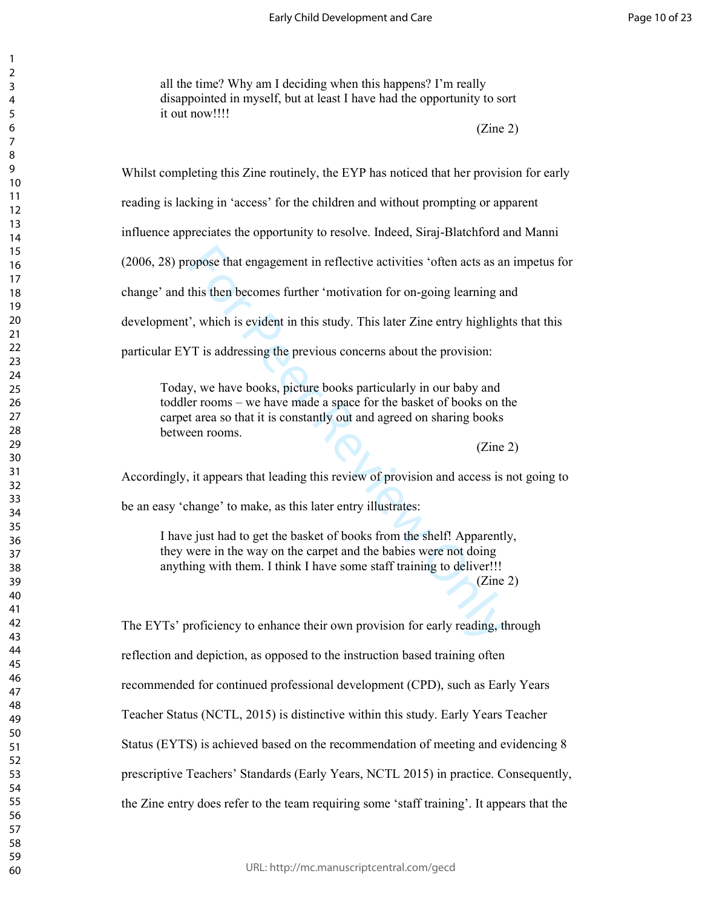> all the time? Why am I deciding when this happens? I'm really disappointed in myself, but at least I have had the opportunity to sort it out now!!!!
>
> (Zine 2)

Whilst completing this Zine routinely, the EYP has noticed that her provision for early reading is lacking in 'access' for the children and without prompting or apparent influence appreciates the opportunity to resolve. Indeed, Siraj-Blatchford and Manni (2006, 28) propose that engagement in reflective activities 'often acts as an impetus for change' and this then becomes further 'motivation for on-going learning and development', which is evident in this study. This later Zine entry highlights that this particular EYT is addressing the previous concerns about the provision:

> Today, we have books, picture books particularly in our baby and toddler rooms – we have made a space for the basket of books on the carpet area so that it is constantly out and agreed on sharing books between rooms.
>
> (Zine 2)

Accordingly, it appears that leading this review of provision and access is not going to be an easy 'change' to make, as this later entry illustrates:

> I have just had to get the basket of books from the shelf! Apparently, they were in the way on the carpet and the babies were not doing anything with them. I think I have some staff training to deliver!!!
>
> (Zine 2)

The EYTs' proficiency to enhance their own provision for early reading, through reflection and depiction, as opposed to the instruction based training often recommended for continued professional development (CPD), such as Early Years Teacher Status (NCTL, 2015) is distinctive within this study. Early Years Teacher Status (EYTS) is achieved based on the recommendation of meeting and evidencing 8 prescriptive Teachers' Standards (Early Years, NCTL 2015) in practice. Consequently, the Zine entry does refer to the team requiring some 'staff training'. It appears that the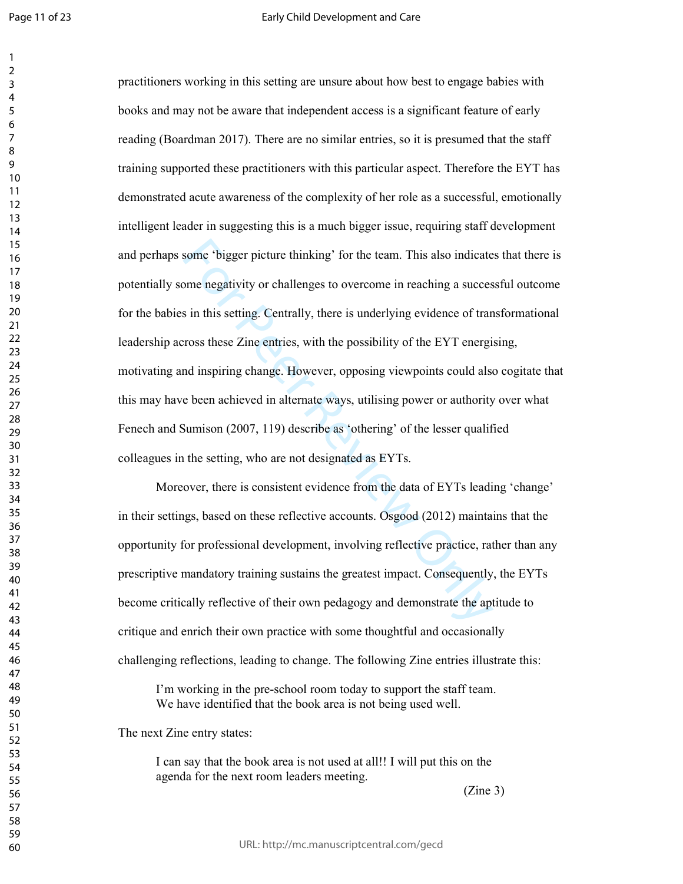practitioners working in this setting are unsure about how best to engage babies with books and may not be aware that independent access is a significant feature of early reading (Boardman 2017). There are no similar entries, so it is presumed that the staff training supported these practitioners with this particular aspect. Therefore the EYT has demonstrated acute awareness of the complexity of her role as a successful, emotionally intelligent leader in suggesting this is a much bigger issue, requiring staff development and perhaps some 'bigger picture thinking' for the team. This also indicates that there is potentially some negativity or challenges to overcome in reaching a successful outcome for the babies in this setting. Centrally, there is underlying evidence of transformational leadership across these Zine entries, with the possibility of the EYT energising, motivating and inspiring change. However, opposing viewpoints could also cogitate that this may have been achieved in alternate ways, utilising power or authority over what Fenech and Sumison (2007, 119) describe as 'othering' of the lesser qualified colleagues in the setting, who are not designated as EYTs.

Moreover, there is consistent evidence from the data of EYTs leading 'change' in their settings, based on these reflective accounts. Osgood (2012) maintains that the opportunity for professional development, involving reflective practice, rather than any prescriptive mandatory training sustains the greatest impact. Consequently, the EYTs become critically reflective of their own pedagogy and demonstrate the aptitude to critique and enrich their own practice with some thoughtful and occasionally challenging reflections, leading to change. The following Zine entries illustrate this:

> I'm working in the pre-school room today to support the staff team. We have identified that the book area is not being used well.

The next Zine entry states:

> I can say that the book area is not used at all!! I will put this on the agenda for the next room leaders meeting.
>
> (Zine 3)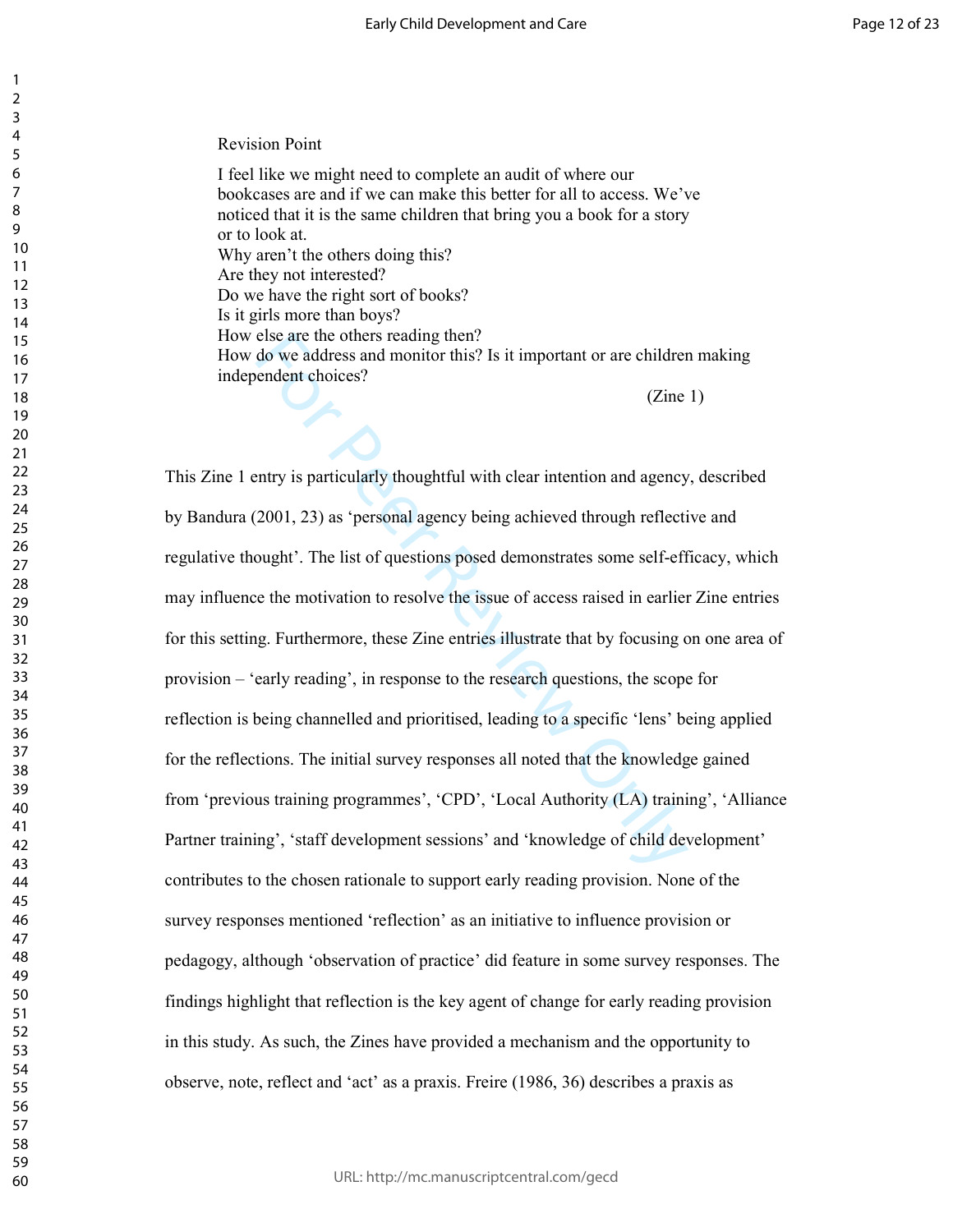Revision Point

> I feel like we might need to complete an audit of where our bookcases are and if we can make this better for all to access. We've noticed that it is the same children that bring you a book for a story or to look at.
> Why aren't the others doing this?
> Are they not interested?
> Do we have the right sort of books?
> Is it girls more than boys?
> How else are the others reading then?
> How do we address and monitor this? Is it important or are children making independent choices?
>
> (Zine 1)

This Zine 1 entry is particularly thoughtful with clear intention and agency, described by Bandura (2001, 23) as 'personal agency being achieved through reflective and regulative thought'. The list of questions posed demonstrates some self-efficacy, which may influence the motivation to resolve the issue of access raised in earlier Zine entries for this setting. Furthermore, these Zine entries illustrate that by focusing on one area of provision – 'early reading', in response to the research questions, the scope for reflection is being channelled and prioritised, leading to a specific 'lens' being applied for the reflections. The initial survey responses all noted that the knowledge gained from 'previous training programmes', 'CPD', 'Local Authority (LA) training', 'Alliance Partner training', 'staff development sessions' and 'knowledge of child development' contributes to the chosen rationale to support early reading provision. None of the survey responses mentioned 'reflection' as an initiative to influence provision or pedagogy, although 'observation of practice' did feature in some survey responses. The findings highlight that reflection is the key agent of change for early reading provision in this study. As such, the Zines have provided a mechanism and the opportunity to observe, note, reflect and 'act' as a praxis. Freire (1986, 36) describes a praxis as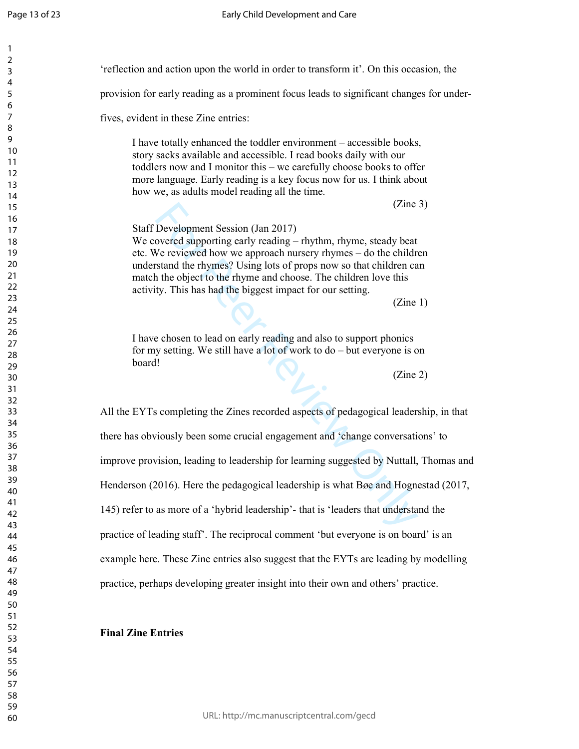'reflection and action upon the world in order to transform it'. On this occasion, the provision for early reading as a prominent focus leads to significant changes for under-fives, evident in these Zine entries:

> I have totally enhanced the toddler environment – accessible books, story sacks available and accessible. I read books daily with our toddlers now and I monitor this – we carefully choose books to offer more language. Early reading is a key focus now for us. I think about how we, as adults model reading all the time.
>
> (Zine 3)

> Staff Development Session (Jan 2017)
> We covered supporting early reading – rhythm, rhyme, steady beat etc. We reviewed how we approach nursery rhymes – do the children understand the rhymes? Using lots of props now so that children can match the object to the rhyme and choose. The children love this activity. This has had the biggest impact for our setting.
>
> (Zine 1)

> I have chosen to lead on early reading and also to support phonics for my setting. We still have a lot of work to do – but everyone is on board!
>
> (Zine 2)

All the EYTs completing the Zines recorded aspects of pedagogical leadership, in that there has obviously been some crucial engagement and 'change conversations' to improve provision, leading to leadership for learning suggested by Nuttall, Thomas and Henderson (2016). Here the pedagogical leadership is what Bøe and Hognestad (2017, 145) refer to as more of a 'hybrid leadership'- that is 'leaders that understand the practice of leading staff'. The reciprocal comment 'but everyone is on board' is an example here. These Zine entries also suggest that the EYTs are leading by modelling practice, perhaps developing greater insight into their own and others' practice.

**Final Zine Entries**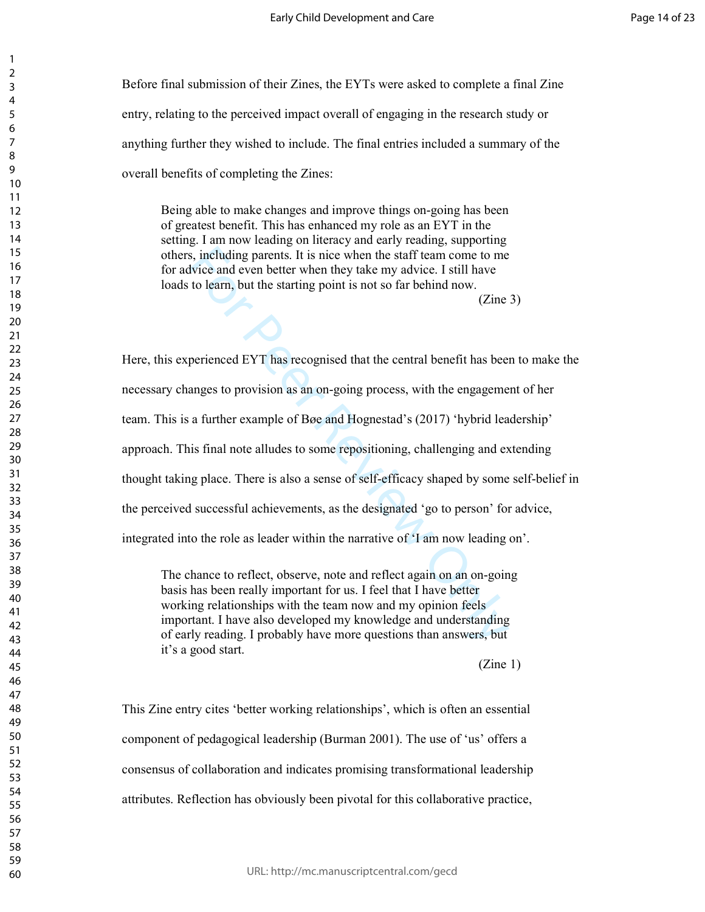Before final submission of their Zines, the EYTs were asked to complete a final Zine entry, relating to the perceived impact overall of engaging in the research study or anything further they wished to include. The final entries included a summary of the overall benefits of completing the Zines:

> Being able to make changes and improve things on-going has been of greatest benefit. This has enhanced my role as an EYT in the setting. I am now leading on literacy and early reading, supporting others, including parents. It is nice when the staff team come to me for advice and even better when they take my advice. I still have loads to learn, but the starting point is not so far behind now.
>
> (Zine 3)

Here, this experienced EYT has recognised that the central benefit has been to make the necessary changes to provision as an on-going process, with the engagement of her team. This is a further example of Bøe and Hognestad's (2017) 'hybrid leadership' approach. This final note alludes to some repositioning, challenging and extending thought taking place. There is also a sense of self-efficacy shaped by some self-belief in the perceived successful achievements, as the designated 'go to person' for advice, integrated into the role as leader within the narrative of 'I am now leading on'.

> The chance to reflect, observe, note and reflect again on an on-going basis has been really important for us. I feel that I have better working relationships with the team now and my opinion feels important. I have also developed my knowledge and understanding of early reading. I probably have more questions than answers, but it's a good start.
>
> (Zine 1)

This Zine entry cites 'better working relationships', which is often an essential component of pedagogical leadership (Burman 2001). The use of 'us' offers a consensus of collaboration and indicates promising transformational leadership attributes. Reflection has obviously been pivotal for this collaborative practice,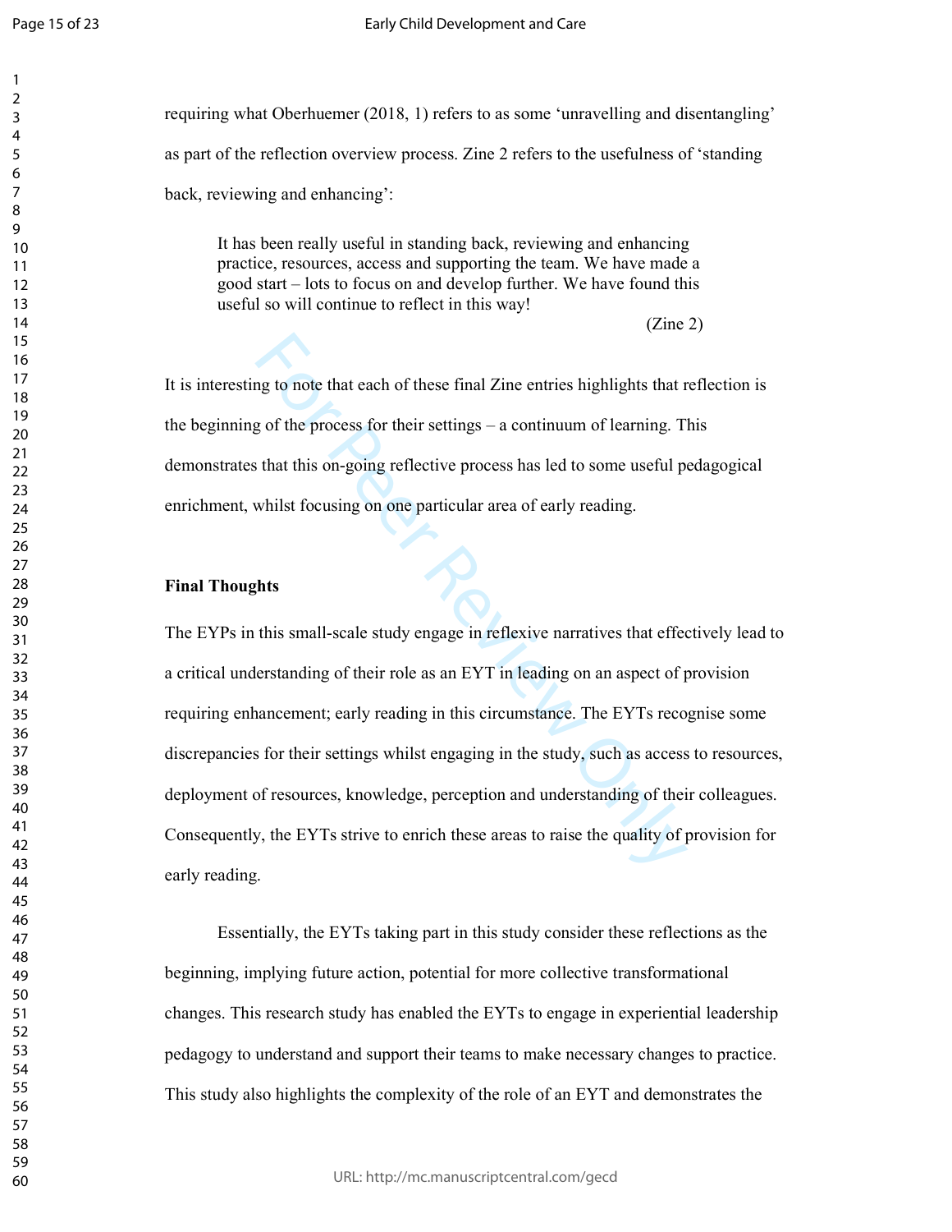requiring what Oberhuemer (2018, 1) refers to as some 'unravelling and disentangling' as part of the reflection overview process. Zine 2 refers to the usefulness of 'standing back, reviewing and enhancing':

> It has been really useful in standing back, reviewing and enhancing practice, resources, access and supporting the team. We have made a good start – lots to focus on and develop further. We have found this useful so will continue to reflect in this way!
>
> (Zine 2)

It is interesting to note that each of these final Zine entries highlights that reflection is the beginning of the process for their settings – a continuum of learning. This demonstrates that this on-going reflective process has led to some useful pedagogical enrichment, whilst focusing on one particular area of early reading.

**Final Thoughts**

The EYPs in this small-scale study engage in reflexive narratives that effectively lead to a critical understanding of their role as an EYT in leading on an aspect of provision requiring enhancement; early reading in this circumstance. The EYTs recognise some discrepancies for their settings whilst engaging in the study, such as access to resources, deployment of resources, knowledge, perception and understanding of their colleagues. Consequently, the EYTs strive to enrich these areas to raise the quality of provision for early reading.

Essentially, the EYTs taking part in this study consider these reflections as the beginning, implying future action, potential for more collective transformational changes. This research study has enabled the EYTs to engage in experiential leadership pedagogy to understand and support their teams to make necessary changes to practice. This study also highlights the complexity of the role of an EYT and demonstrates the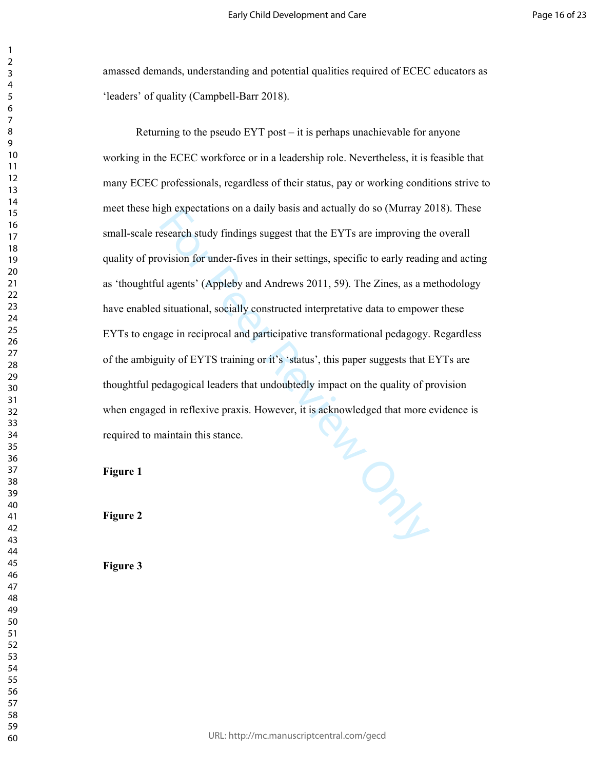amassed demands, understanding and potential qualities required of ECEC educators as 'leaders' of quality (Campbell-Barr 2018).

Returning to the pseudo EYT post – it is perhaps unachievable for anyone working in the ECEC workforce or in a leadership role. Nevertheless, it is feasible that many ECEC professionals, regardless of their status, pay or working conditions strive to meet these high expectations on a daily basis and actually do so (Murray 2018). These small-scale research study findings suggest that the EYTs are improving the overall quality of provision for under-fives in their settings, specific to early reading and acting as 'thoughtful agents' (Appleby and Andrews 2011, 59). The Zines, as a methodology have enabled situational, socially constructed interpretative data to empower these EYTs to engage in reciprocal and participative transformational pedagogy. Regardless of the ambiguity of EYTS training or it's 'status', this paper suggests that EYTs are thoughtful pedagogical leaders that undoubtedly impact on the quality of provision when engaged in reflexive praxis. However, it is acknowledged that more evidence is required to maintain this stance.

**Figure 1**

**Figure 2**

**Figure 3**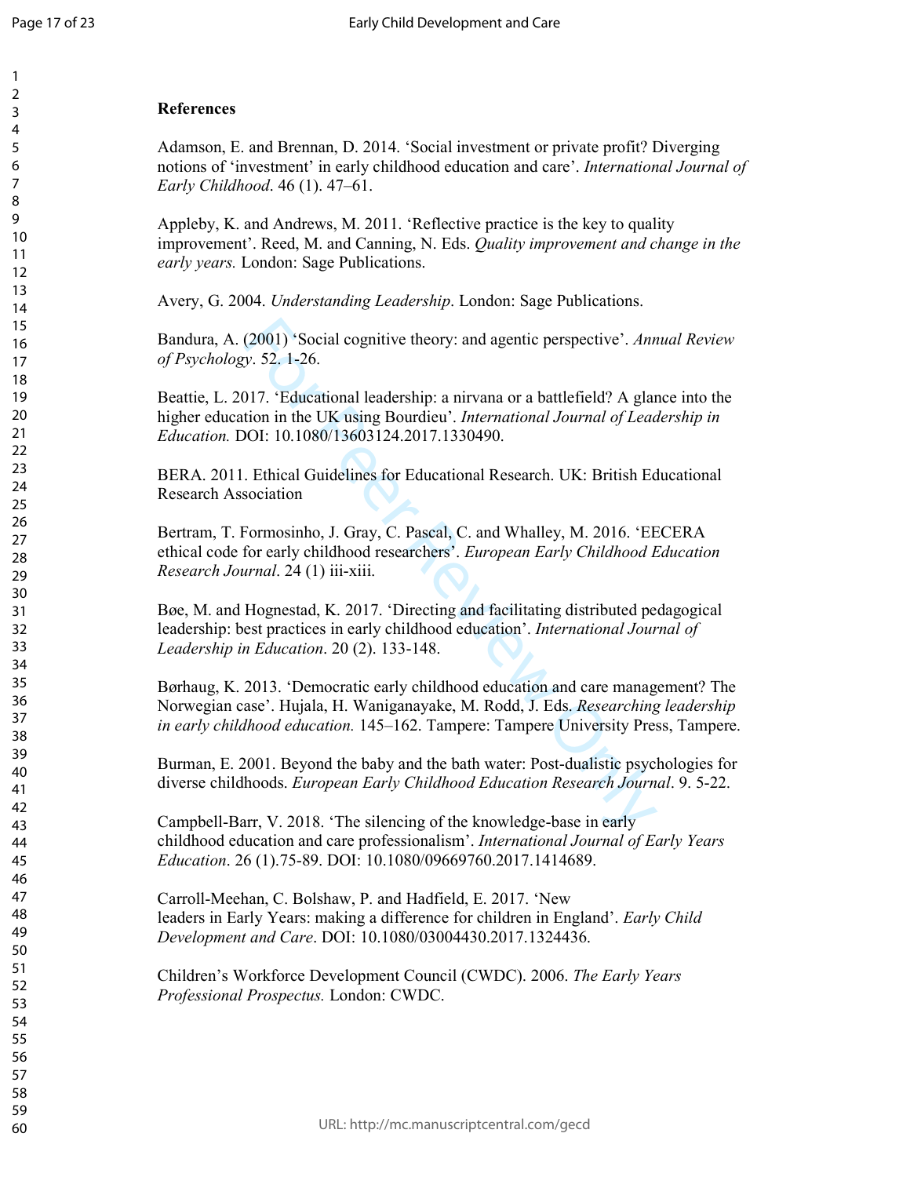**References**

Adamson, E. and Brennan, D. 2014. 'Social investment or private profit? Diverging notions of 'investment' in early childhood education and care'. *International Journal of Early Childhood*. 46 (1). 47–61.

Appleby, K. and Andrews, M. 2011. 'Reflective practice is the key to quality improvement'. Reed, M. and Canning, N. Eds. *Quality improvement and change in the early years.* London: Sage Publications.

Avery, G. 2004. *Understanding Leadership*. London: Sage Publications.

Bandura, A. (2001) 'Social cognitive theory: and agentic perspective'. *Annual Review of Psychology*. 52. 1-26.

Beattie, L. 2017. 'Educational leadership: a nirvana or a battlefield? A glance into the higher education in the UK using Bourdieu'. *International Journal of Leadership in Education.* DOI: 10.1080/13603124.2017.1330490.

BERA. 2011. Ethical Guidelines for Educational Research. UK: British Educational Research Association

Bertram, T. Formosinho, J. Gray, C. Pascal, C. and Whalley, M. 2016. 'EECERA ethical code for early childhood researchers'. *European Early Childhood Education Research Journal*. 24 (1) iii-xiii.

Bøe, M. and Hognestad, K. 2017. 'Directing and facilitating distributed pedagogical leadership: best practices in early childhood education'. *International Journal of Leadership in Education*. 20 (2). 133-148.

Børhaug, K. 2013. 'Democratic early childhood education and care management? The Norwegian case'. Hujala, H. Waniganayake, M. Rodd, J. Eds. *Researching leadership in early childhood education.* 145–162. Tampere: Tampere University Press, Tampere.

Burman, E. 2001. Beyond the baby and the bath water: Post-dualistic psychologies for diverse childhoods. *European Early Childhood Education Research Journal*. 9. 5-22.

Campbell-Barr, V. 2018. 'The silencing of the knowledge-base in early childhood education and care professionalism'. *International Journal of Early Years Education*. 26 (1).75-89. DOI: 10.1080/09669760.2017.1414689.

Carroll-Meehan, C. Bolshaw, P. and Hadfield, E. 2017. 'New leaders in Early Years: making a difference for children in England'. *Early Child Development and Care*. DOI: 10.1080/03004430.2017.1324436.

Children's Workforce Development Council (CWDC). 2006. *The Early Years Professional Prospectus.* London: CWDC.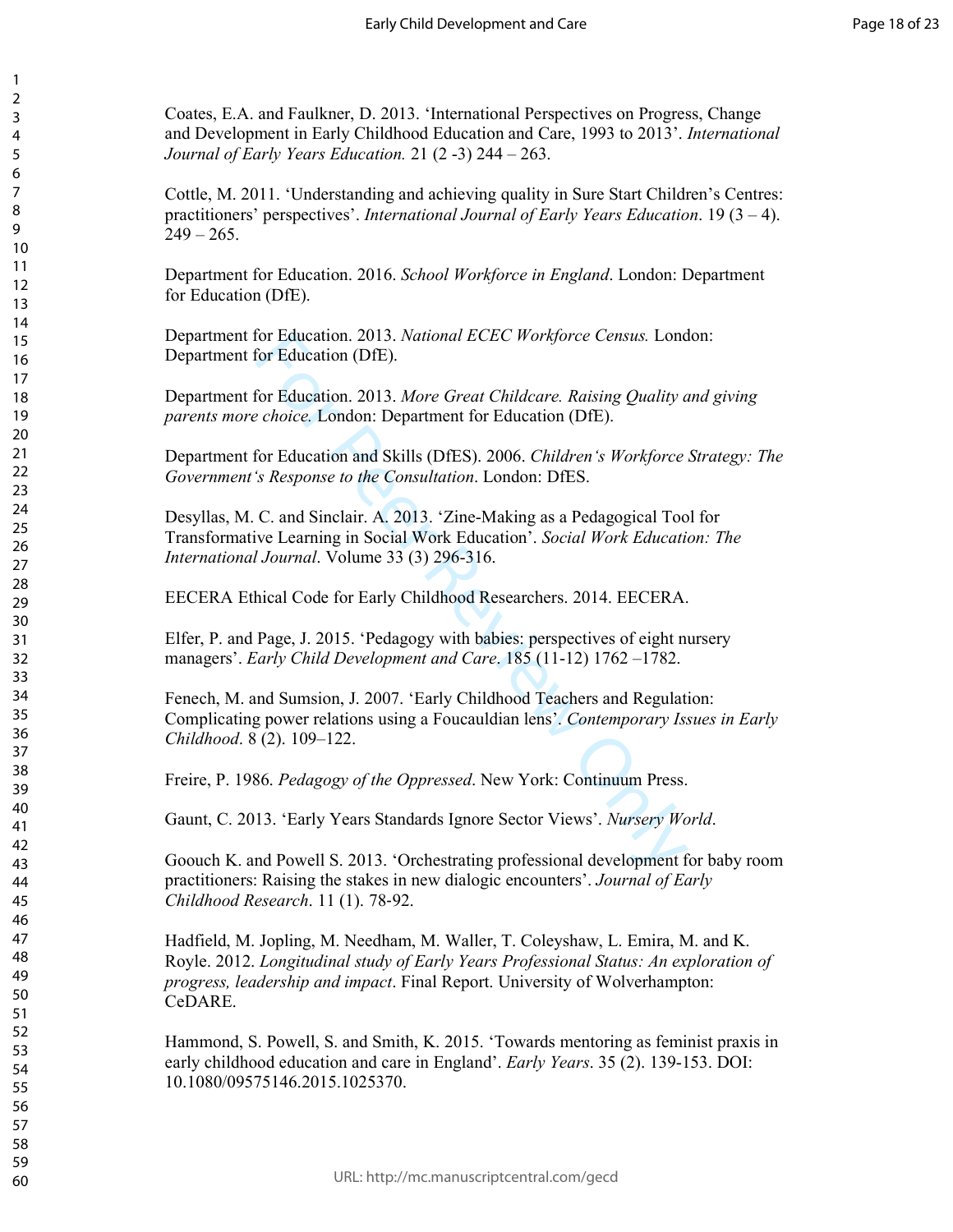Coates, E.A. and Faulkner, D. 2013. 'International Perspectives on Progress, Change and Development in Early Childhood Education and Care, 1993 to 2013'. *International Journal of Early Years Education.* 21 (2 -3) 244 – 263.

Cottle, M. 2011. 'Understanding and achieving quality in Sure Start Children's Centres: practitioners' perspectives'. *International Journal of Early Years Education*. 19 (3 – 4). 249 – 265.

Department for Education. 2016. *School Workforce in England*. London: Department for Education (DfE).

Department for Education. 2013. *National ECEC Workforce Census.* London: Department for Education (DfE).

Department for Education. 2013. *More Great Childcare. Raising Quality and giving parents more choice.* London: Department for Education (DfE).

Department for Education and Skills (DfES). 2006. *Children's Workforce Strategy: The Government's Response to the Consultation*. London: DfES.

Desyllas, M. C. and Sinclair. A. 2013. 'Zine-Making as a Pedagogical Tool for Transformative Learning in Social Work Education'. *Social Work Education: The International Journal*. Volume 33 (3) 296-316.

EECERA Ethical Code for Early Childhood Researchers. 2014. EECERA.

Elfer, P. and Page, J. 2015. 'Pedagogy with babies: perspectives of eight nursery managers'. *Early Child Development and Care*. 185 (11-12) 1762 –1782.

Fenech, M. and Sumsion, J. 2007. 'Early Childhood Teachers and Regulation: Complicating power relations using a Foucauldian lens'. *Contemporary Issues in Early Childhood*. 8 (2). 109–122.

Freire, P. 1986. *Pedagogy of the Oppressed*. New York: Continuum Press.

Gaunt, C. 2013. 'Early Years Standards Ignore Sector Views'. *Nursery World*.

Goouch K. and Powell S. 2013. 'Orchestrating professional development for baby room practitioners: Raising the stakes in new dialogic encounters'. *Journal of Early Childhood Research*. 11 (1). 78-92.

Hadfield, M. Jopling, M. Needham, M. Waller, T. Coleyshaw, L. Emira, M. and K. Royle. 2012. *Longitudinal study of Early Years Professional Status: An exploration of progress, leadership and impact*. Final Report. University of Wolverhampton: CeDARE.

Hammond, S. Powell, S. and Smith, K. 2015. 'Towards mentoring as feminist praxis in early childhood education and care in England'. *Early Years*. 35 (2). 139-153. DOI: 10.1080/09575146.2015.1025370.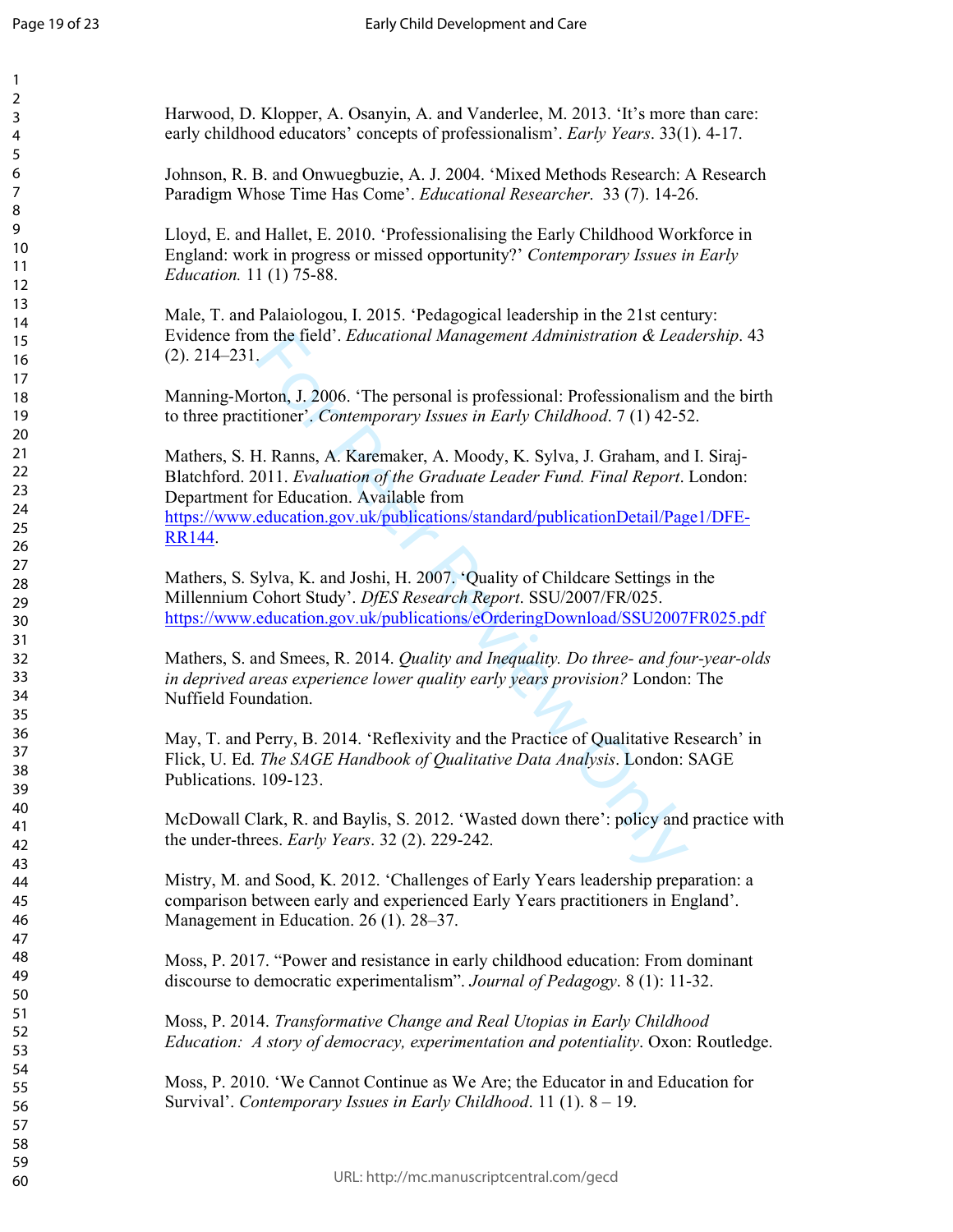Harwood, D. Klopper, A. Osanyin, A. and Vanderlee, M. 2013. 'It's more than care: early childhood educators' concepts of professionalism'. *Early Years*. 33(1). 4-17.

Johnson, R. B. and Onwuegbuzie, A. J. 2004. 'Mixed Methods Research: A Research Paradigm Whose Time Has Come'. *Educational Researcher*. 33 (7). 14-26.

Lloyd, E. and Hallet, E. 2010. 'Professionalising the Early Childhood Workforce in England: work in progress or missed opportunity?' *Contemporary Issues in Early Education.* 11 (1) 75-88.

Male, T. and Palaiologou, I. 2015. 'Pedagogical leadership in the 21st century: Evidence from the field'. *Educational Management Administration & Leadership*. 43 (2). 214–231.

Manning-Morton, J. 2006. 'The personal is professional: Professionalism and the birth to three practitioner'. *Contemporary Issues in Early Childhood*. 7 (1) 42-52.

Mathers, S. H. Ranns, A. Karemaker, A. Moody, K. Sylva, J. Graham, and I. Siraj-Blatchford. 2011. *Evaluation of the Graduate Leader Fund. Final Report*. London: Department for Education. Available from https://www.education.gov.uk/publications/standard/publicationDetail/Page1/DFE-RR144.

Mathers, S. Sylva, K. and Joshi, H. 2007. 'Quality of Childcare Settings in the Millennium Cohort Study'. *DfES Research Report*. SSU/2007/FR/025. https://www.education.gov.uk/publications/eOrderingDownload/SSU2007FR025.pdf

Mathers, S. and Smees, R. 2014. *Quality and Inequality. Do three- and four-year-olds in deprived areas experience lower quality early years provision?* London: The Nuffield Foundation.

May, T. and Perry, B. 2014. 'Reflexivity and the Practice of Qualitative Research' in Flick, U. Ed. *The SAGE Handbook of Qualitative Data Analysis*. London: SAGE Publications. 109-123.

McDowall Clark, R. and Baylis, S. 2012. 'Wasted down there': policy and practice with the under-threes. *Early Years*. 32 (2). 229-242.

Mistry, M. and Sood, K. 2012. 'Challenges of Early Years leadership preparation: a comparison between early and experienced Early Years practitioners in England'. Management in Education. 26 (1). 28–37.

Moss, P. 2017. "Power and resistance in early childhood education: From dominant discourse to democratic experimentalism". *Journal of Pedagogy*. 8 (1): 11-32.

Moss, P. 2014. *Transformative Change and Real Utopias in Early Childhood Education: A story of democracy, experimentation and potentiality*. Oxon: Routledge.

Moss, P. 2010. 'We Cannot Continue as We Are; the Educator in and Education for Survival'. *Contemporary Issues in Early Childhood*. 11 (1). 8 – 19.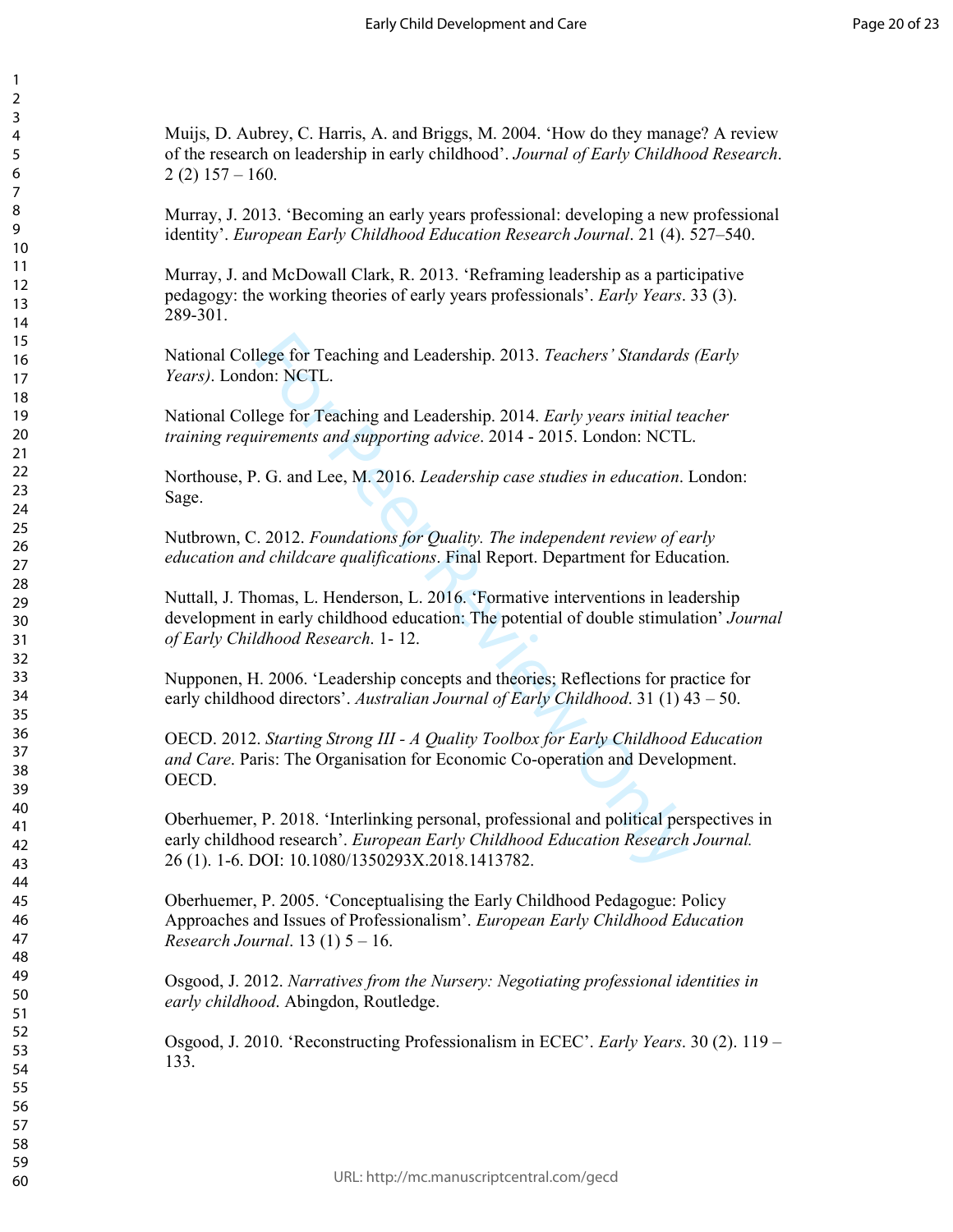Muijs, D. Aubrey, C. Harris, A. and Briggs, M. 2004. 'How do they manage? A review of the research on leadership in early childhood'. *Journal of Early Childhood Research*. 2 (2) 157 – 160.

Murray, J. 2013. 'Becoming an early years professional: developing a new professional identity'. *European Early Childhood Education Research Journal*. 21 (4). 527–540.

Murray, J. and McDowall Clark, R. 2013. 'Reframing leadership as a participative pedagogy: the working theories of early years professionals'. *Early Years*. 33 (3). 289-301.

National College for Teaching and Leadership. 2013. *Teachers' Standards (Early Years)*. London: NCTL.

National College for Teaching and Leadership. 2014. *Early years initial teacher training requirements and supporting advice*. 2014 - 2015. London: NCTL.

Northouse, P. G. and Lee, M. 2016. *Leadership case studies in education*. London: Sage.

Nutbrown, C. 2012. *Foundations for Quality. The independent review of early education and childcare qualifications*. Final Report. Department for Education.

Nuttall, J. Thomas, L. Henderson, L. 2016. 'Formative interventions in leadership development in early childhood education: The potential of double stimulation' *Journal of Early Childhood Research*. 1- 12.

Nupponen, H. 2006. 'Leadership concepts and theories; Reflections for practice for early childhood directors'. *Australian Journal of Early Childhood*. 31 (1) 43 – 50.

OECD. 2012. *Starting Strong III - A Quality Toolbox for Early Childhood Education and Care*. Paris: The Organisation for Economic Co-operation and Development. OECD.

Oberhuemer, P. 2018. 'Interlinking personal, professional and political perspectives in early childhood research'. *European Early Childhood Education Research Journal.* 26 (1). 1-6. DOI: 10.1080/1350293X.2018.1413782.

Oberhuemer, P. 2005. 'Conceptualising the Early Childhood Pedagogue: Policy Approaches and Issues of Professionalism'. *European Early Childhood Education Research Journal*. 13 (1) 5 – 16.

Osgood, J. 2012. *Narratives from the Nursery: Negotiating professional identities in early childhood*. Abingdon, Routledge.

Osgood, J. 2010. 'Reconstructing Professionalism in ECEC'. *Early Years*. 30 (2). 119 – 133.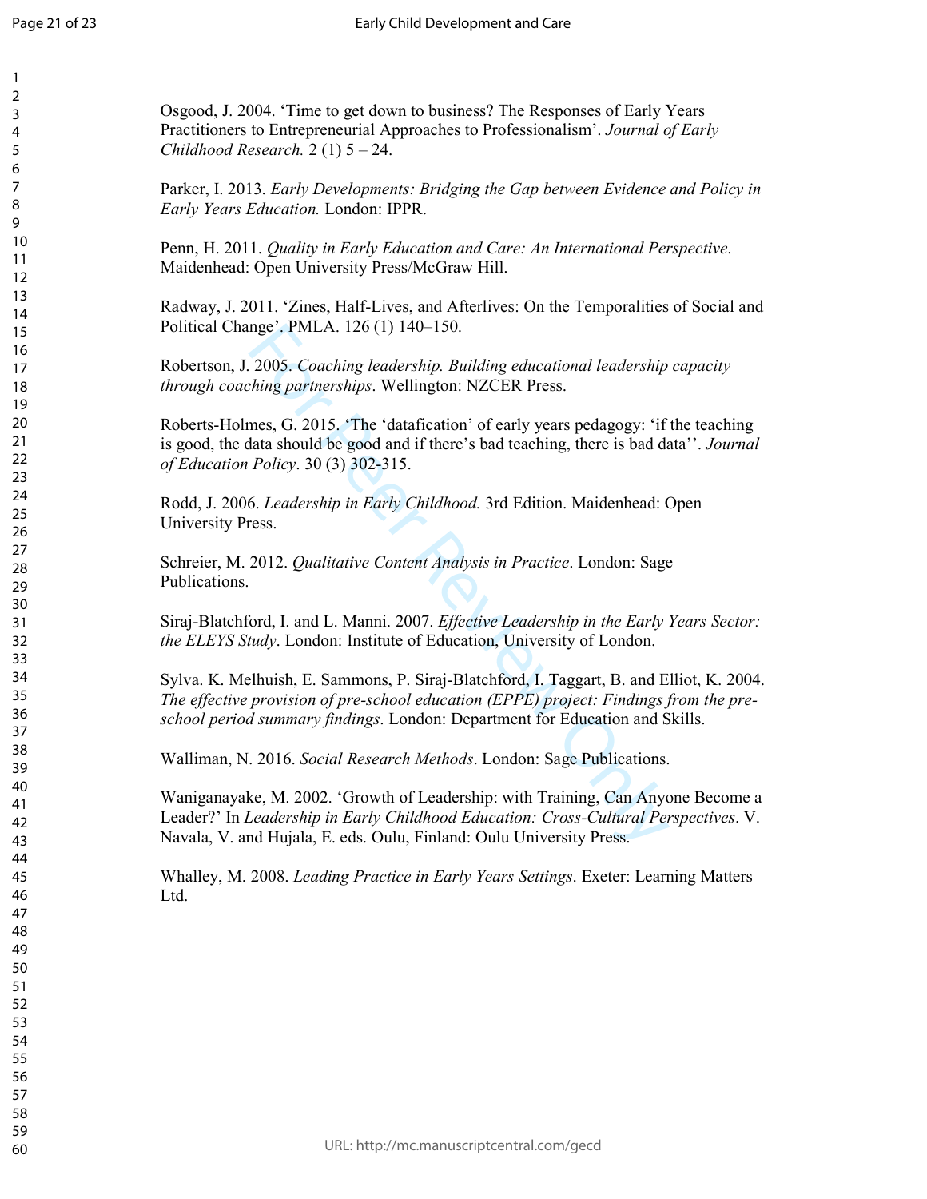Osgood, J. 2004. 'Time to get down to business? The Responses of Early Years Practitioners to Entrepreneurial Approaches to Professionalism'. *Journal of Early Childhood Research.* 2 (1) 5 – 24.

Parker, I. 2013. *Early Developments: Bridging the Gap between Evidence and Policy in Early Years Education.* London: IPPR.

Penn, H. 2011. *Quality in Early Education and Care: An International Perspective*. Maidenhead: Open University Press/McGraw Hill.

Radway, J. 2011. 'Zines, Half-Lives, and Afterlives: On the Temporalities of Social and Political Change'. PMLA. 126 (1) 140–150.

Robertson, J. 2005. *Coaching leadership. Building educational leadership capacity through coaching partnerships*. Wellington: NZCER Press.

Roberts-Holmes, G. 2015. 'The 'datafication' of early years pedagogy: 'if the teaching is good, the data should be good and if there's bad teaching, there is bad data''. *Journal of Education Policy*. 30 (3) 302-315.

Rodd, J. 2006. *Leadership in Early Childhood.* 3rd Edition. Maidenhead: Open University Press.

Schreier, M. 2012. *Qualitative Content Analysis in Practice*. London: Sage Publications.

Siraj-Blatchford, I. and L. Manni. 2007. *Effective Leadership in the Early Years Sector: the ELEYS Study*. London: Institute of Education, University of London.

Sylva. K. Melhuish, E. Sammons, P. Siraj-Blatchford, I. Taggart, B. and Elliot, K. 2004. *The effective provision of pre-school education (EPPE) project: Findings from the pre-school period summary findings*. London: Department for Education and Skills.

Walliman, N. 2016. *Social Research Methods*. London: Sage Publications.

Waniganayake, M. 2002. 'Growth of Leadership: with Training, Can Anyone Become a Leader?' In *Leadership in Early Childhood Education: Cross-Cultural Perspectives*. V. Navala, V. and Hujala, E. eds. Oulu, Finland: Oulu University Press.

Whalley, M. 2008. *Leading Practice in Early Years Settings*. Exeter: Learning Matters Ltd.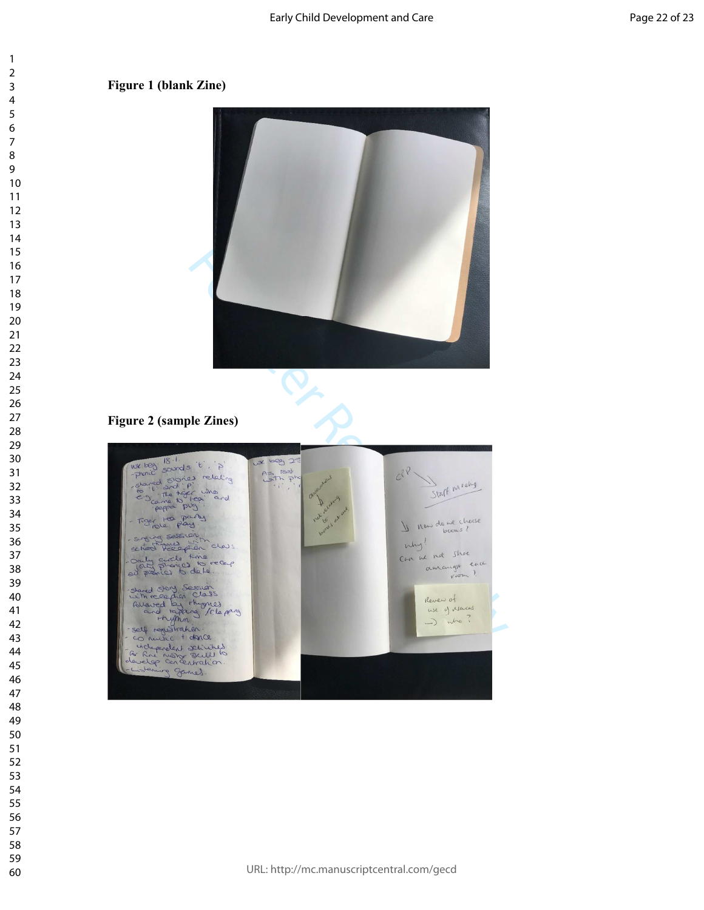**Figure 1 (blank Zine)**

**Figure 2 (sample Zines)**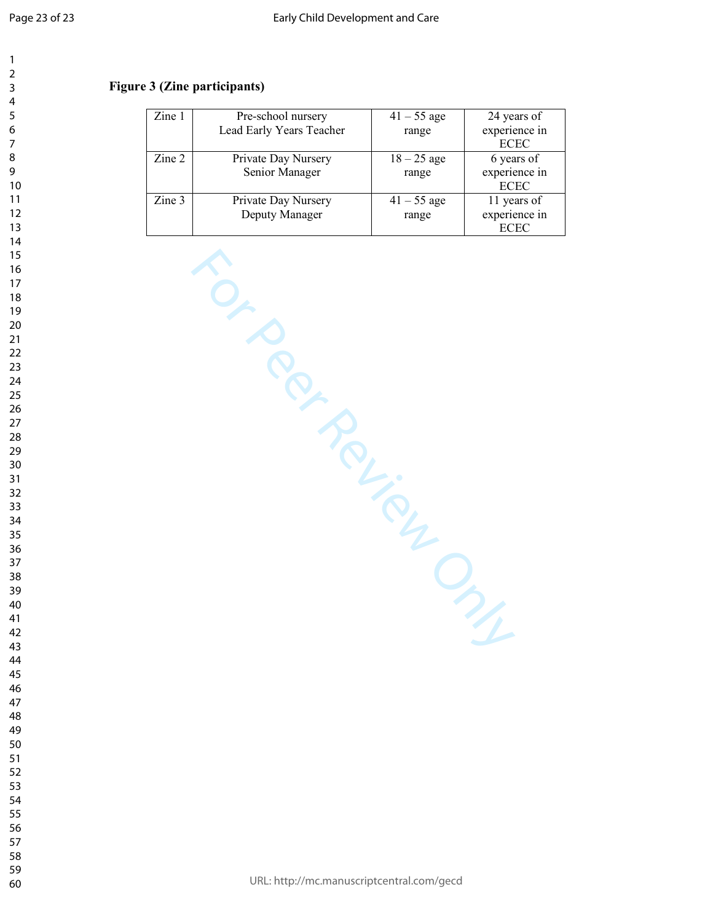**Figure 3 (Zine participants)**

| | | | |
|---|---|---|---|
| Zine 1 | Pre-school nursery Lead Early Years Teacher | 41 – 55 age range | 24 years of experience in ECEC |
| Zine 2 | Private Day Nursery Senior Manager | 18 – 25 age range | 6 years of experience in ECEC |
| Zine 3 | Private Day Nursery Deputy Manager | 41 – 55 age range | 11 years of experience in ECEC |